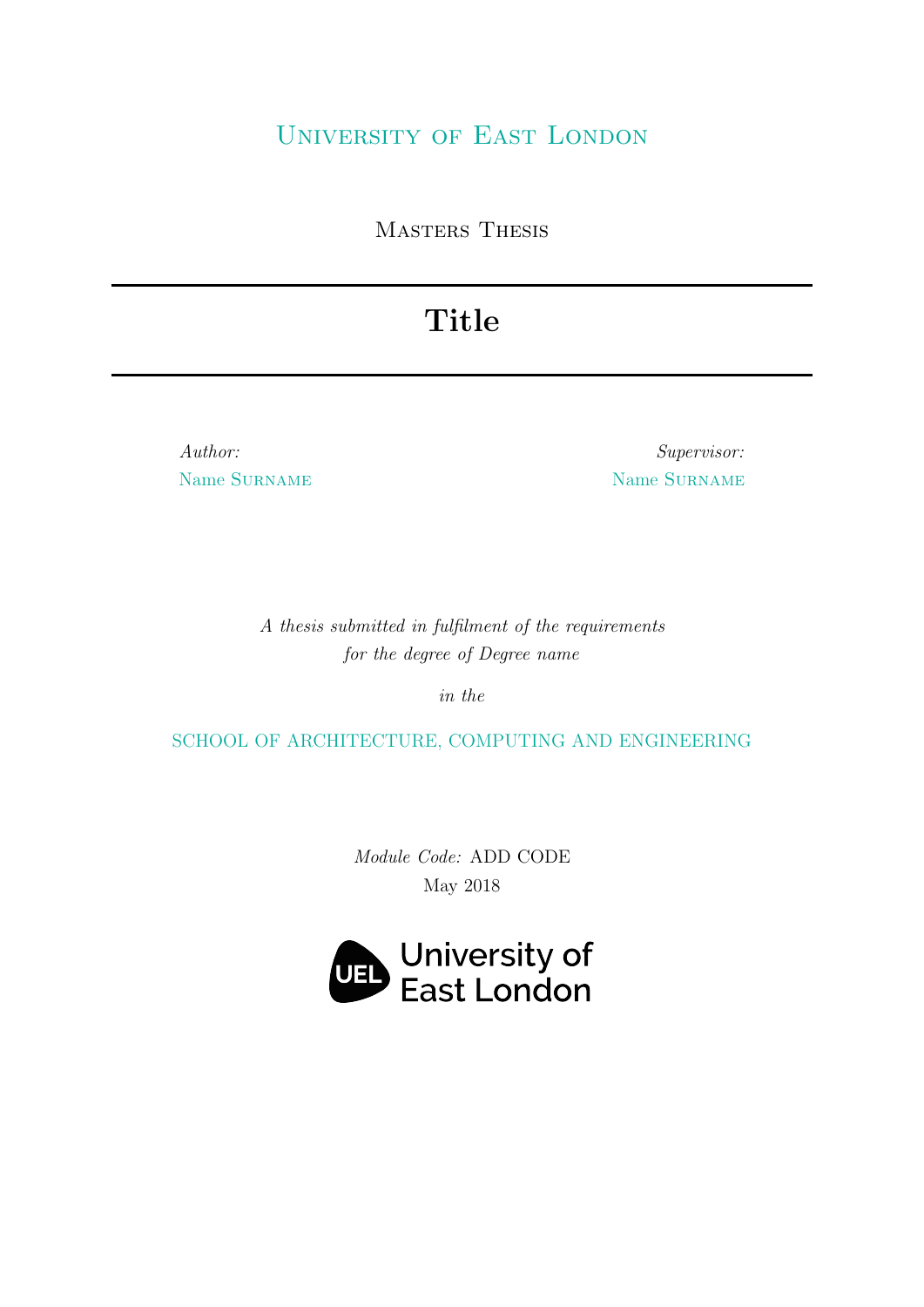University of East London

Masters Thesis

# Title

*Author:*
Name Surname

*Supervisor:*
Name Surname

*A thesis submitted in fulfilment of the requirements for the degree of Degree name*

*in the*

SCHOOL OF ARCHITECTURE, COMPUTING AND ENGINEERING

*Module Code:* ADD CODE

May 2018

UEL University of East London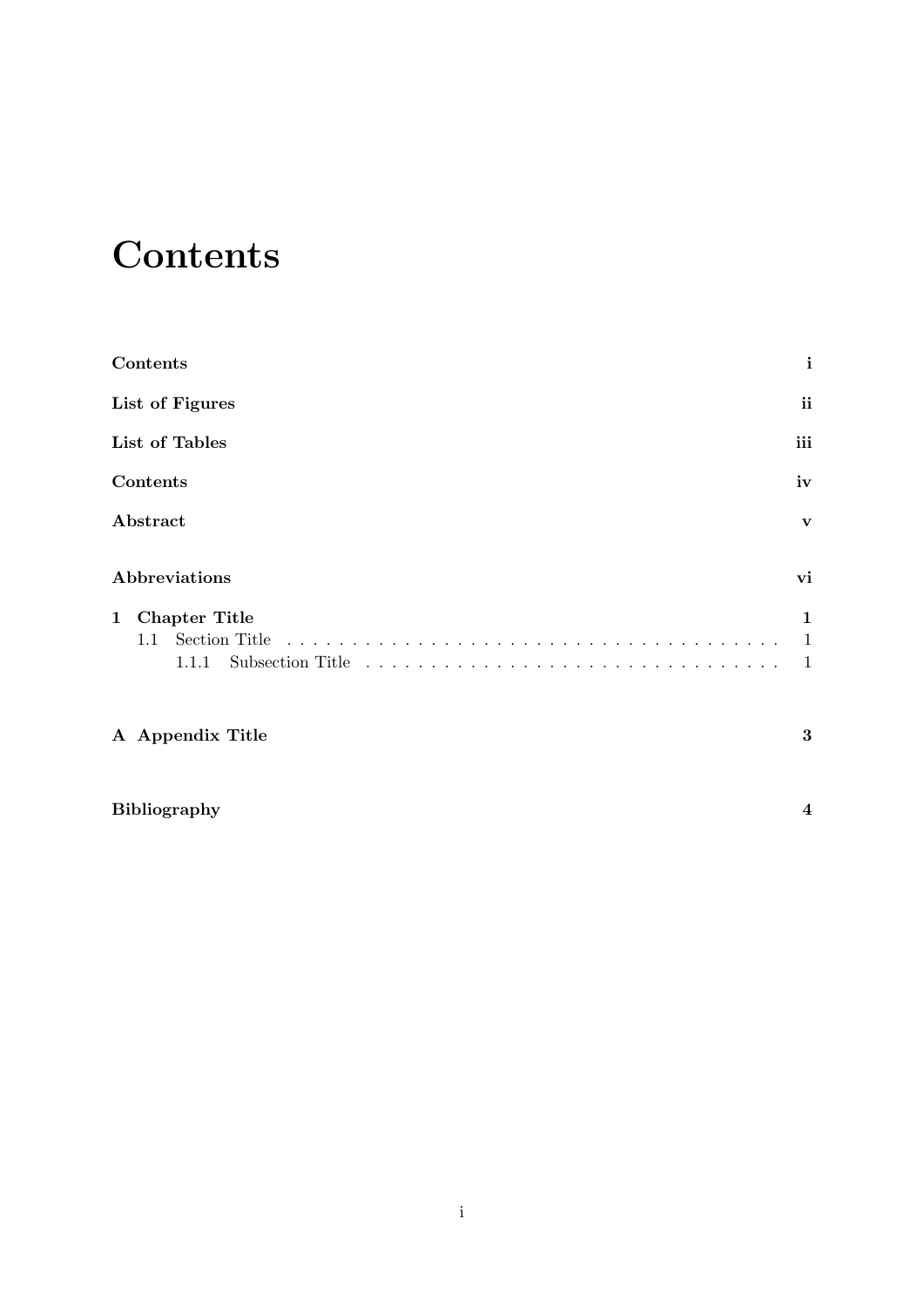# Contents

**Contents** **i**

**List of Figures** **ii**

**List of Tables** **iii**

**Contents** **iv**

**Abstract** **v**

**Abbreviations** **vi**

**1 Chapter Title** **1**

- 1.1 Section Title . . . . . . . . . . . . . . . . . . . . . . . . . . . . . . . . . . . . . 1
  - 1.1.1 Subsection Title . . . . . . . . . . . . . . . . . . . . . . . . . . . . . . . . 1

**A Appendix Title** **3**

**Bibliography** **4**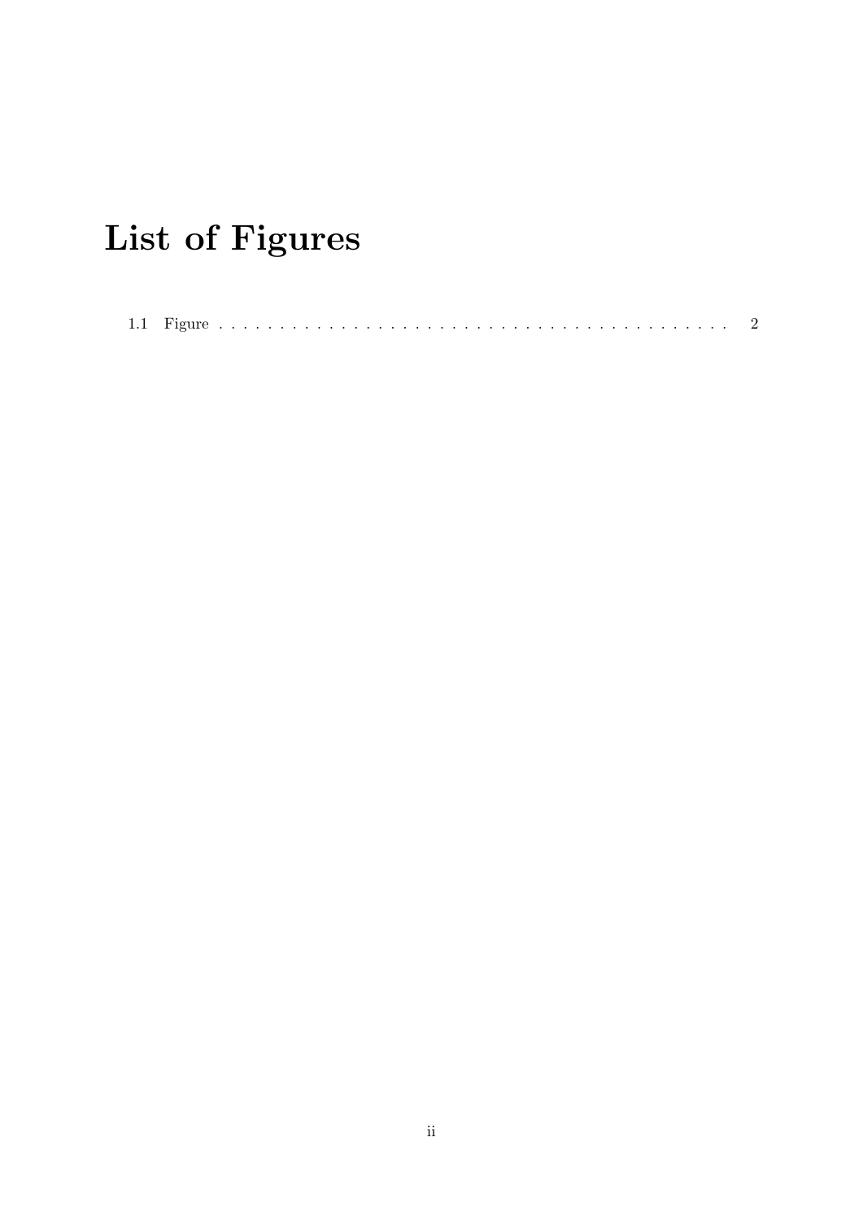# List of Figures

1.1 Figure . . . . . . . . . . . . . . . . . . . . . . . . . . . . . . . . . . . . . . . . . 2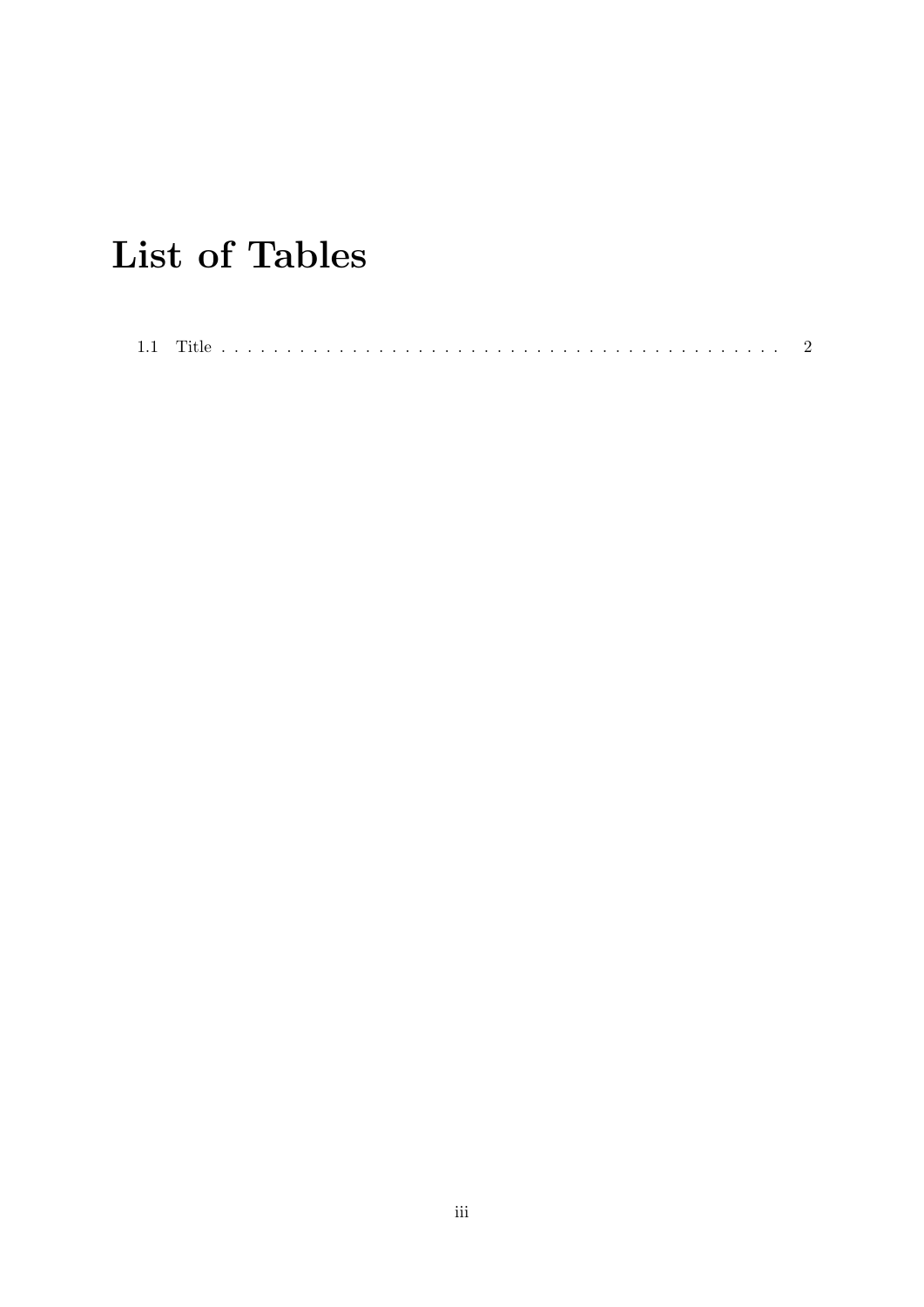# List of Tables

1.1 Title . . . . . . . . . . . . . . . . . . . . . . . . . . . . . . . . . . . . . . . . . . . 2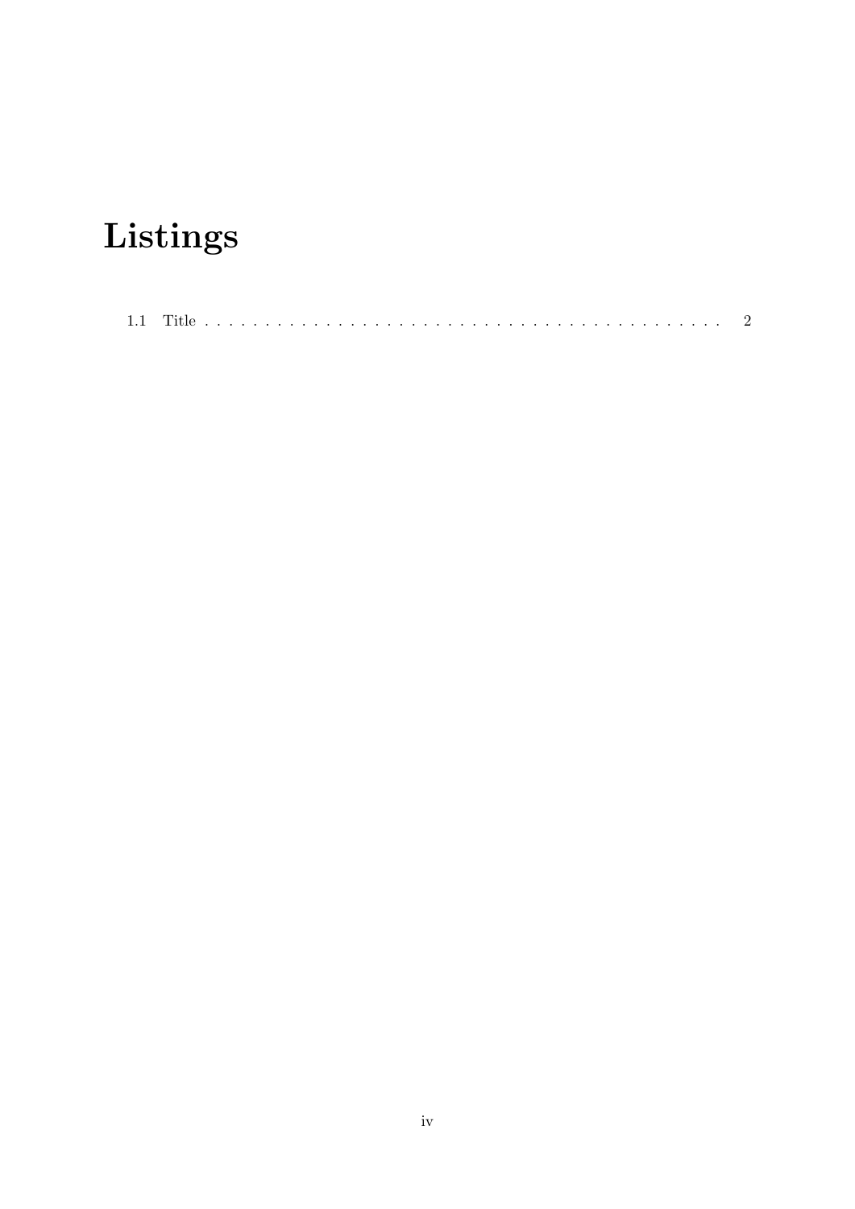# Listings

1.1 Title . . . . . . . . . . . . . . . . . . . . . . . . . . . . . . . . . . . . . . . . . . . . 2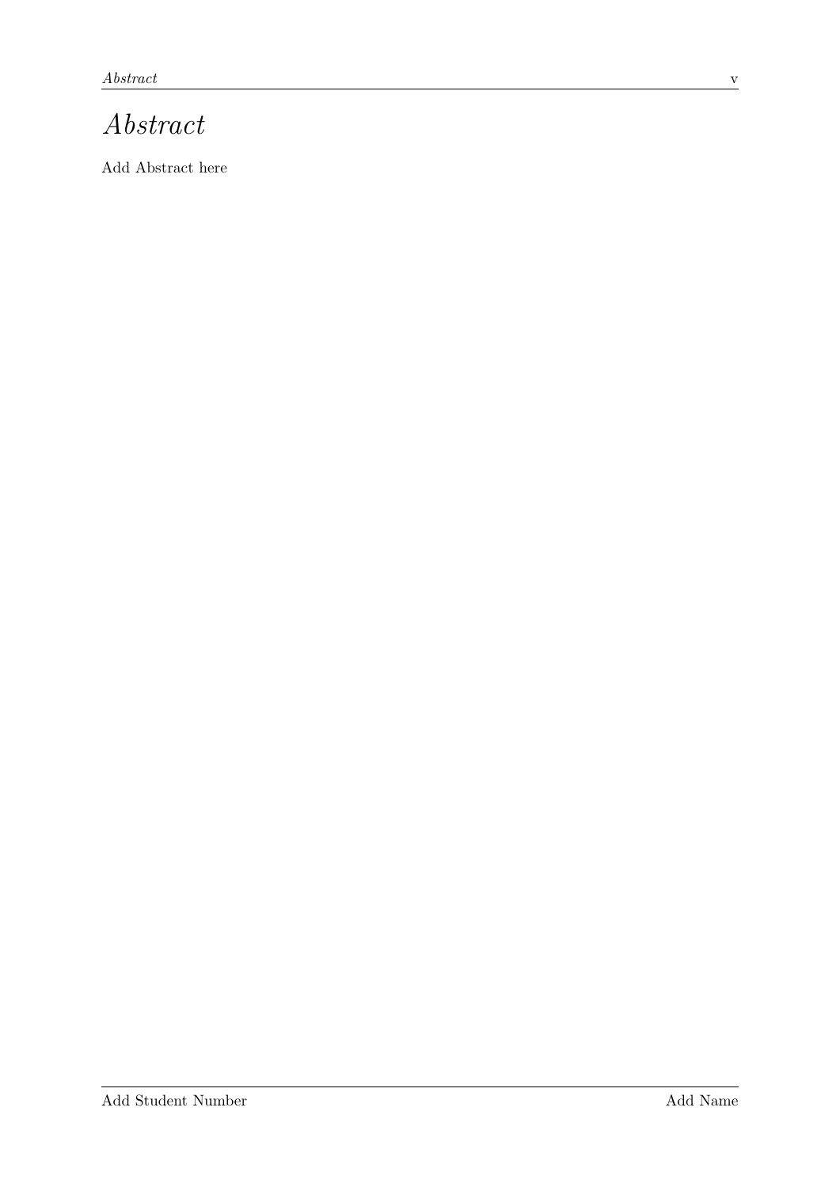# *Abstract*

Add Abstract here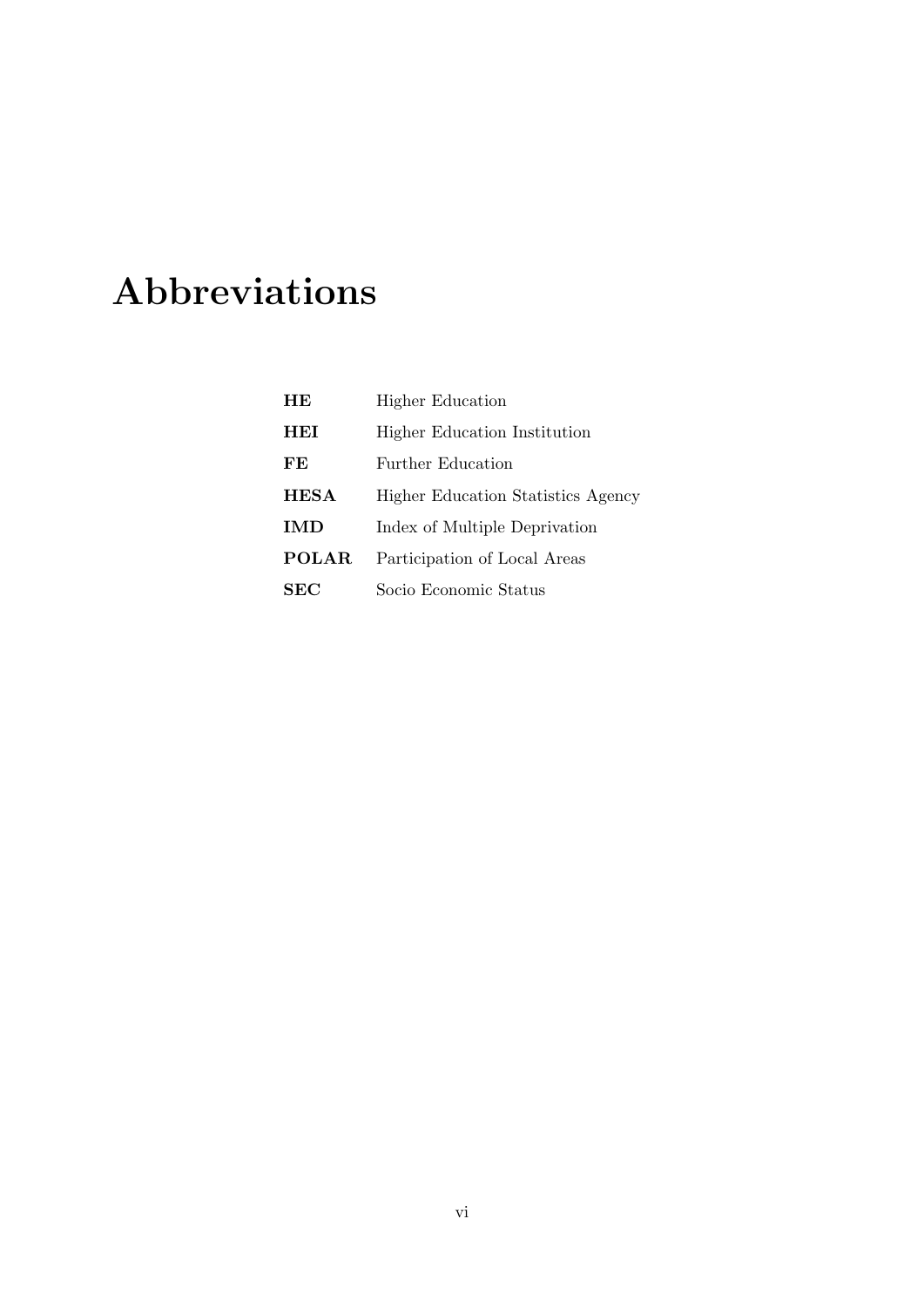# Abbreviations

| | |
|---|---|
| **HE** | Higher Education |
| **HEI** | Higher Education Institution |
| **FE** | Further Education |
| **HESA** | Higher Education Statistics Agency |
| **IMD** | Index of Multiple Deprivation |
| **POLAR** | Participation of Local Areas |
| **SEC** | Socio Economic Status |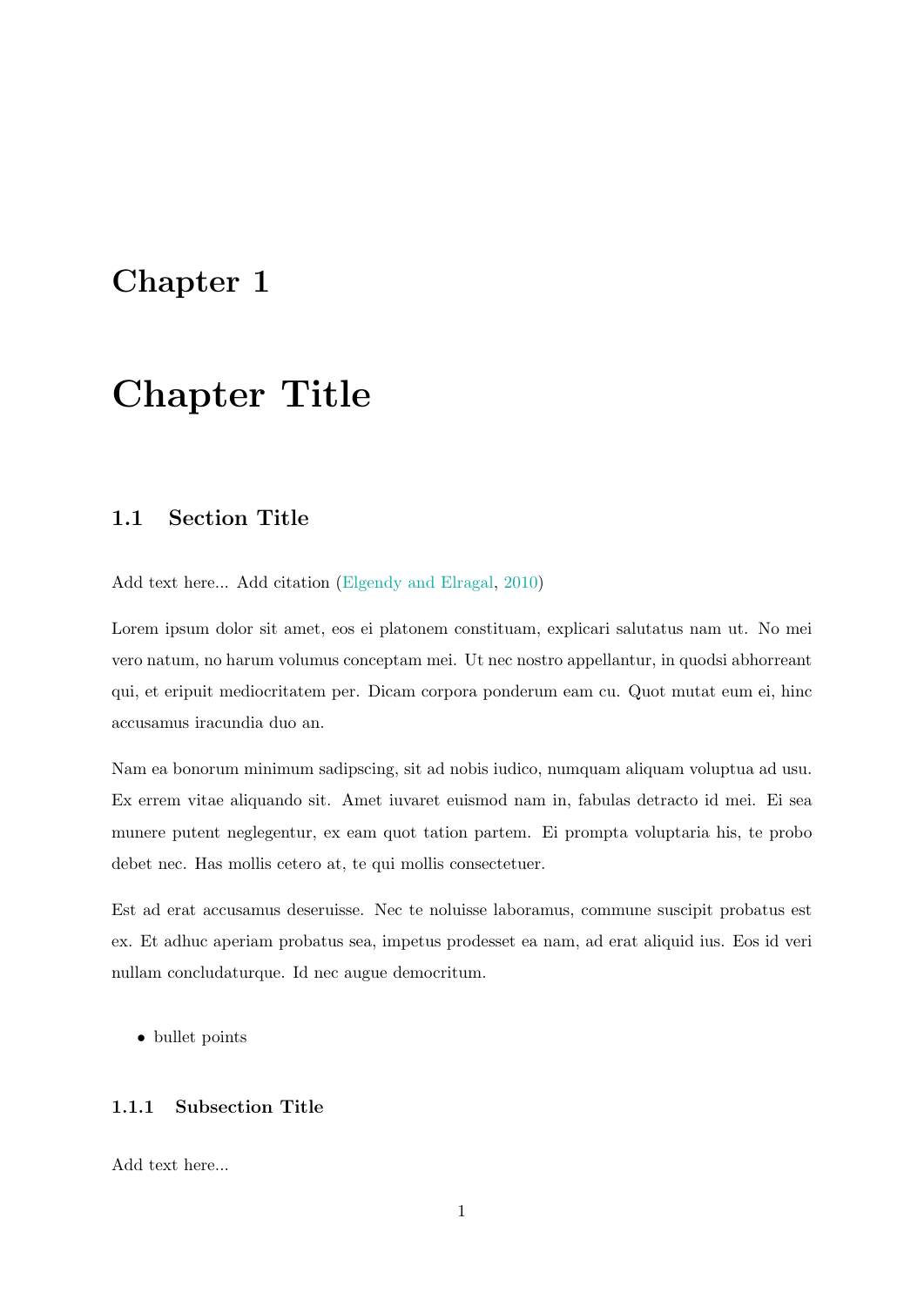# Chapter 1

# Chapter Title

## 1.1 Section Title

Add text here... Add citation (Elgendy and Elragal, 2010)

Lorem ipsum dolor sit amet, eos ei platonem constituam, explicari salutatus nam ut. No mei vero natum, no harum volumus conceptam mei. Ut nec nostro appellantur, in quodsi abhorreant qui, et eripuit mediocritatem per. Dicam corpora ponderum eam cu. Quot mutat eum ei, hinc accusamus iracundia duo an.

Nam ea bonorum minimum sadipscing, sit ad nobis iudico, numquam aliquam voluptua ad usu. Ex errem vitae aliquando sit. Amet iuvaret euismod nam in, fabulas detracto id mei. Ei sea munere putent neglegentur, ex eam quot tation partem. Ei prompta voluptaria his, te probo debet nec. Has mollis cetero at, te qui mollis consectetuer.

Est ad erat accusamus deseruisse. Nec te noluisse laboramus, commune suscipit probatus est ex. Et adhuc aperiam probatus sea, impetus prodesset ea nam, ad erat aliquid ius. Eos id veri nullam concludaturque. Id nec augue democritum.

- bullet points

### 1.1.1 Subsection Title

Add text here...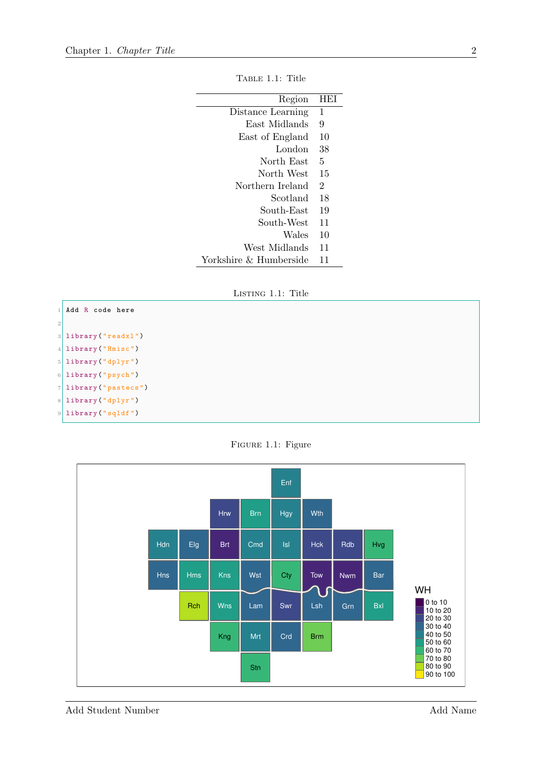Table 1.1: Title

| Region | HEI |
|---|---|
| Distance Learning | 1 |
| East Midlands | 9 |
| East of England | 10 |
| London | 38 |
| North East | 5 |
| North West | 15 |
| Northern Ireland | 2 |
| Scotland | 18 |
| South-East | 19 |
| South-West | 11 |
| Wales | 10 |
| West Midlands | 11 |
| Yorkshire & Humberside | 11 |

Listing 1.1: Title

```
Add R code here

library("readxl")
library("Hmisc")
library("dplyr")
library("psych")
library("pastecs")
library("dplyr")
library("sqldf")
```

Figure 1.1: Figure

Enf
Hrw Brn Hgy Wth
Hdn Elg Brt Cmd Isl Hck Rdb Hvg
Hns Hms Kns Wst Cty Tow Nwm Bar
Rch Wns Lam Swr Lsh Grn Bxl
Kng Mrt Crd Brm
Stn

WH
0 to 10
10 to 20
20 to 30
30 to 40
40 to 50
50 to 60
60 to 70
70 to 80
80 to 90
90 to 100

Add Student Number Add Name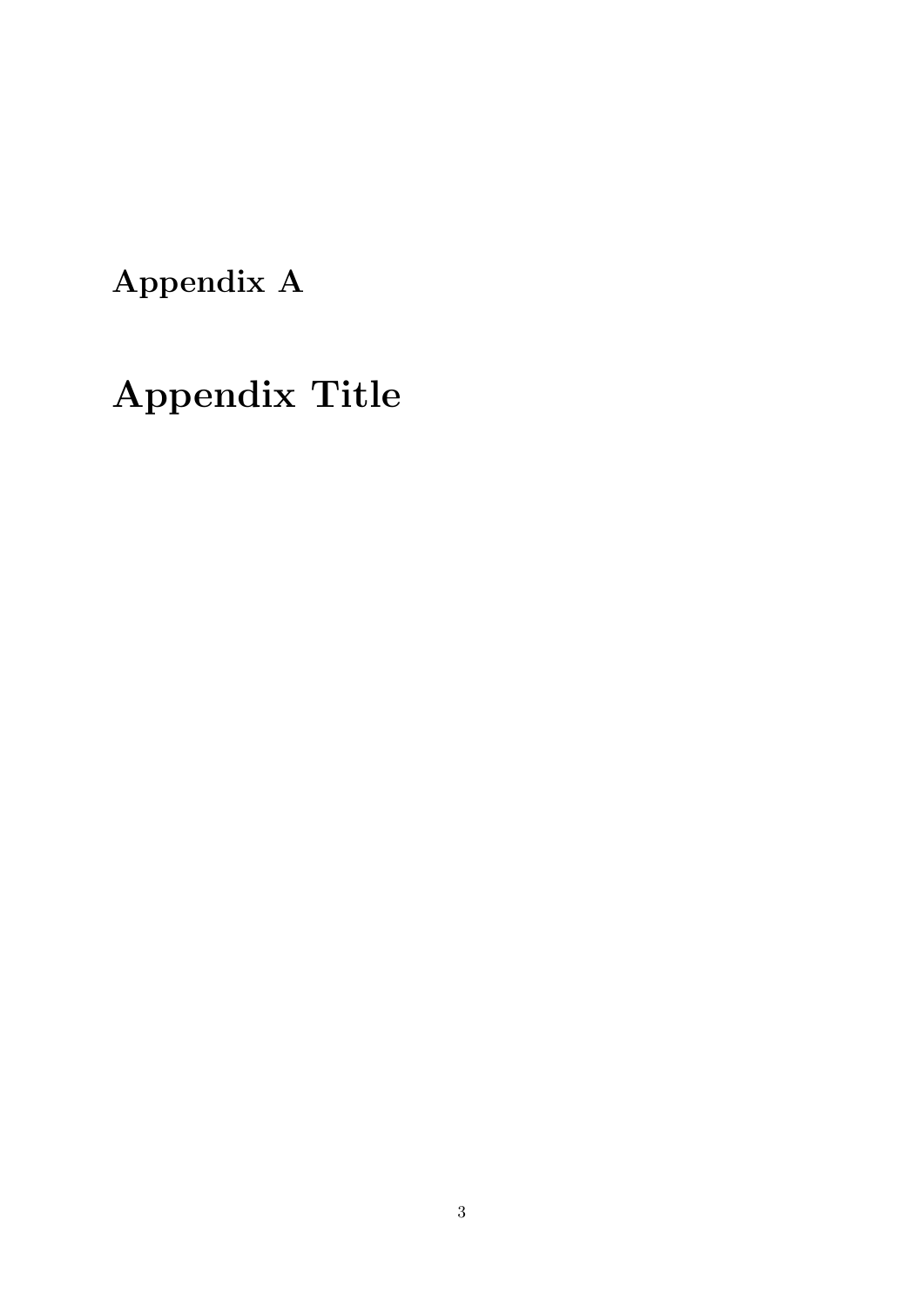# Appendix A

# Appendix Title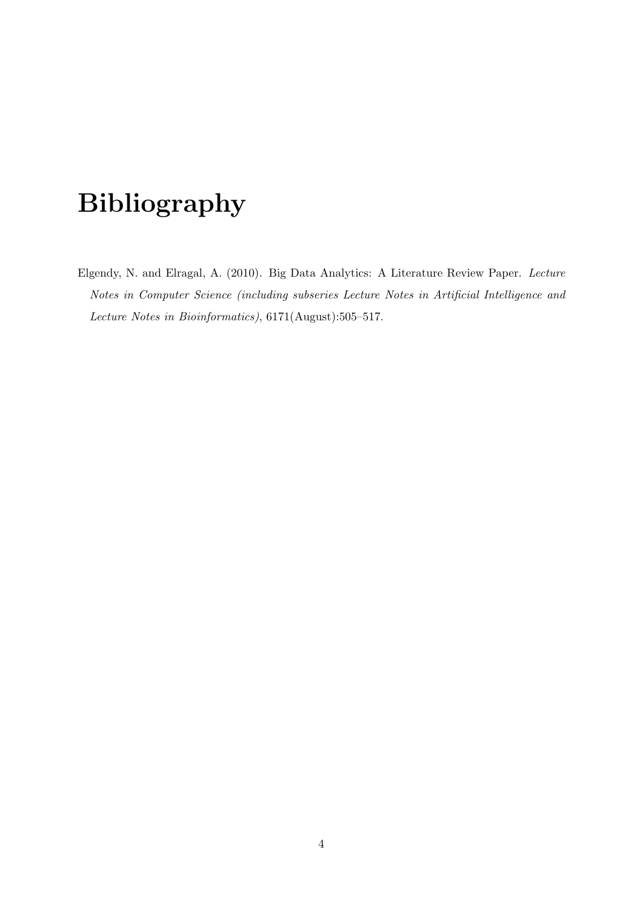# Bibliography

Elgendy, N. and Elragal, A. (2010). Big Data Analytics: A Literature Review Paper. *Lecture Notes in Computer Science (including subseries Lecture Notes in Artificial Intelligence and Lecture Notes in Bioinformatics)*, 6171(August):505–517.